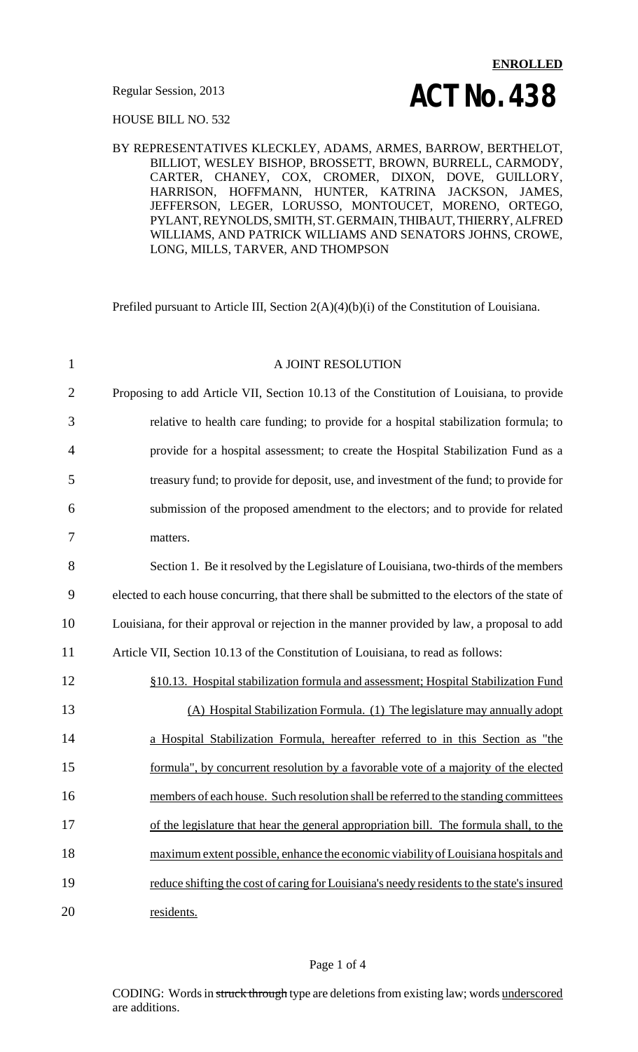**ENROLLED**

Regular Session, 2013

# ACT No. 438

HOUSE BILL NO. 532

BY REPRESENTATIVES KLECKLEY, ADAMS, ARMES, BARROW, BERTHELOT, BILLIOT, WESLEY BISHOP, BROSSETT, BROWN, BURRELL, CARMODY, CARTER, CHANEY, COX, CROMER, DIXON, DOVE, GUILLORY, HARRISON, HOFFMANN, HUNTER, KATRINA JACKSON, JAMES, JEFFERSON, LEGER, LORUSSO, MONTOUCET, MORENO, ORTEGO, PYLANT, REYNOLDS, SMITH, ST. GERMAIN, THIBAUT, THIERRY, ALFRED WILLIAMS, AND PATRICK WILLIAMS AND SENATORS JOHNS, CROWE, LONG, MILLS, TARVER, AND THOMPSON

Prefiled pursuant to Article III, Section 2(A)(4)(b)(i) of the Constitution of Louisiana.

A JOINT RESOLUTION

Proposing to add Article VII, Section 10.13 of the Constitution of Louisiana, to provide relative to health care funding; to provide for a hospital stabilization formula; to provide for a hospital assessment; to create the Hospital Stabilization Fund as a treasury fund; to provide for deposit, use, and investment of the fund; to provide for submission of the proposed amendment to the electors; and to provide for related matters.

Section 1. Be it resolved by the Legislature of Louisiana, two-thirds of the members elected to each house concurring, that there shall be submitted to the electors of the state of Louisiana, for their approval or rejection in the manner provided by law, a proposal to add Article VII, Section 10.13 of the Constitution of Louisiana, to read as follows:

<u>§10.13. Hospital stabilization formula and assessment; Hospital Stabilization Fund</u>

<u>(A) Hospital Stabilization Formula. (1) The legislature may annually adopt a Hospital Stabilization Formula, hereafter referred to in this Section as "the formula", by concurrent resolution by a favorable vote of a majority of the elected members of each house. Such resolution shall be referred to the standing committees of the legislature that hear the general appropriation bill. The formula shall, to the maximum extent possible, enhance the economic viability of Louisiana hospitals and reduce shifting the cost of caring for Louisiana's needy residents to the state's insured residents.</u>

CODING: Words in ~~struck through~~ type are deletions from existing law; words <u>underscored</u> are additions.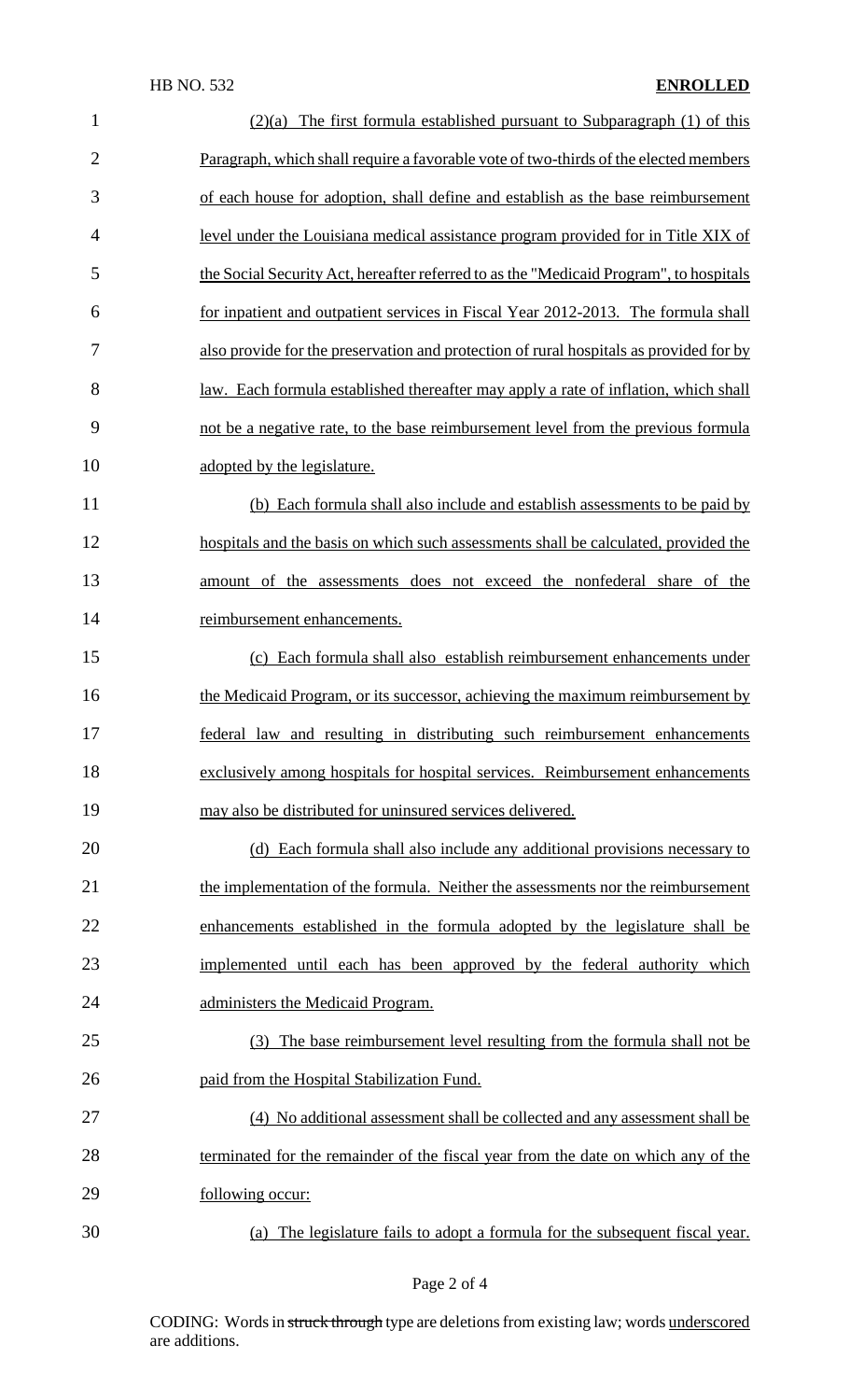(2)(a) The first formula established pursuant to Subparagraph (1) of this Paragraph, which shall require a favorable vote of two-thirds of the elected members of each house for adoption, shall define and establish as the base reimbursement level under the Louisiana medical assistance program provided for in Title XIX of the Social Security Act, hereafter referred to as the "Medicaid Program", to hospitals for inpatient and outpatient services in Fiscal Year 2012-2013. The formula shall also provide for the preservation and protection of rural hospitals as provided for by law. Each formula established thereafter may apply a rate of inflation, which shall not be a negative rate, to the base reimbursement level from the previous formula adopted by the legislature.

(b) Each formula shall also include and establish assessments to be paid by hospitals and the basis on which such assessments shall be calculated, provided the amount of the assessments does not exceed the nonfederal share of the reimbursement enhancements.

(c) Each formula shall also establish reimbursement enhancements under the Medicaid Program, or its successor, achieving the maximum reimbursement by federal law and resulting in distributing such reimbursement enhancements exclusively among hospitals for hospital services. Reimbursement enhancements may also be distributed for uninsured services delivered.

(d) Each formula shall also include any additional provisions necessary to the implementation of the formula. Neither the assessments nor the reimbursement enhancements established in the formula adopted by the legislature shall be implemented until each has been approved by the federal authority which administers the Medicaid Program.

(3) The base reimbursement level resulting from the formula shall not be paid from the Hospital Stabilization Fund.

(4) No additional assessment shall be collected and any assessment shall be terminated for the remainder of the fiscal year from the date on which any of the following occur:

(a) The legislature fails to adopt a formula for the subsequent fiscal year.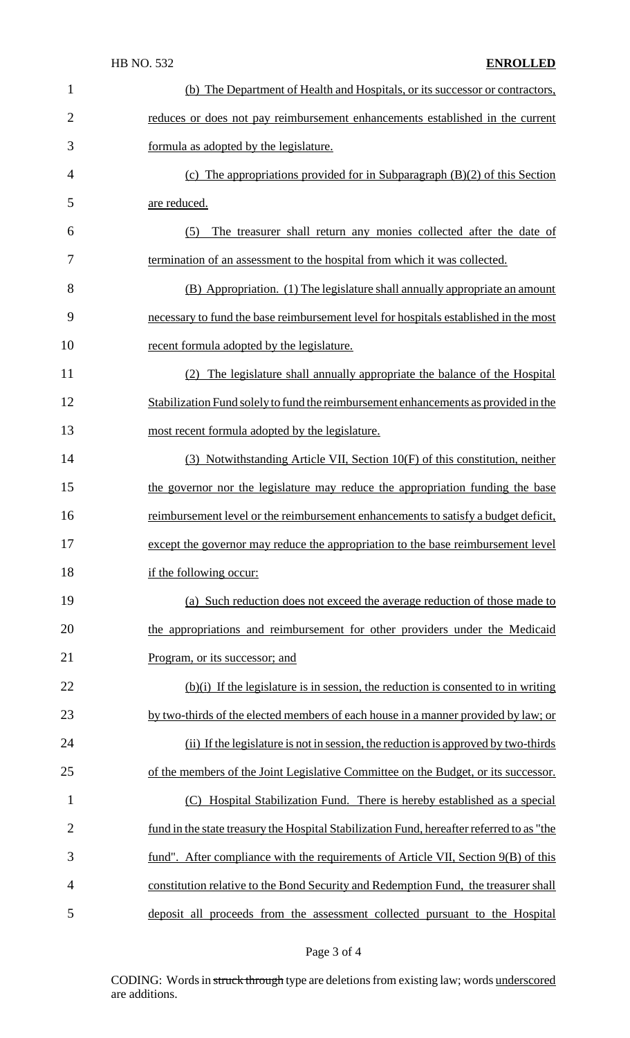(b) The Department of Health and Hospitals, or its successor or contractors, reduces or does not pay reimbursement enhancements established in the current formula as adopted by the legislature.

(c) The appropriations provided for in Subparagraph (B)(2) of this Section are reduced.

(5) The treasurer shall return any monies collected after the date of termination of an assessment to the hospital from which it was collected.

(B) Appropriation. (1) The legislature shall annually appropriate an amount necessary to fund the base reimbursement level for hospitals established in the most recent formula adopted by the legislature.

(2) The legislature shall annually appropriate the balance of the Hospital Stabilization Fund solely to fund the reimbursement enhancements as provided in the most recent formula adopted by the legislature.

(3) Notwithstanding Article VII, Section 10(F) of this constitution, neither the governor nor the legislature may reduce the appropriation funding the base reimbursement level or the reimbursement enhancements to satisfy a budget deficit, except the governor may reduce the appropriation to the base reimbursement level if the following occur:

(a) Such reduction does not exceed the average reduction of those made to the appropriations and reimbursement for other providers under the Medicaid Program, or its successor; and

(b)(i) If the legislature is in session, the reduction is consented to in writing by two-thirds of the elected members of each house in a manner provided by law; or

(ii) If the legislature is not in session, the reduction is approved by two-thirds of the members of the Joint Legislative Committee on the Budget, or its successor.

(C) Hospital Stabilization Fund. There is hereby established as a special fund in the state treasury the Hospital Stabilization Fund, hereafter referred to as "the fund". After compliance with the requirements of Article VII, Section 9(B) of this constitution relative to the Bond Security and Redemption Fund, the treasurer shall deposit all proceeds from the assessment collected pursuant to the Hospital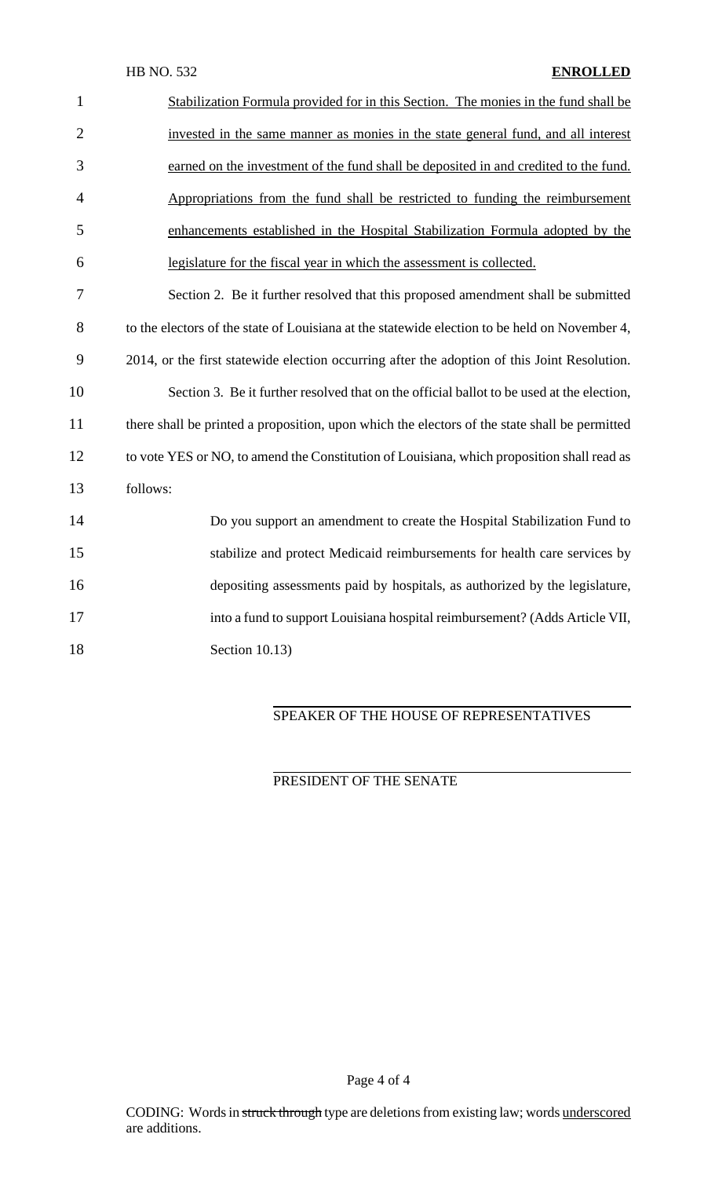Stabilization Formula provided for in this Section. The monies in the fund shall be invested in the same manner as monies in the state general fund, and all interest earned on the investment of the fund shall be deposited in and credited to the fund. Appropriations from the fund shall be restricted to funding the reimbursement enhancements established in the Hospital Stabilization Formula adopted by the legislature for the fiscal year in which the assessment is collected.

Section 2. Be it further resolved that this proposed amendment shall be submitted to the electors of the state of Louisiana at the statewide election to be held on November 4, 2014, or the first statewide election occurring after the adoption of this Joint Resolution.

Section 3. Be it further resolved that on the official ballot to be used at the election, there shall be printed a proposition, upon which the electors of the state shall be permitted to vote YES or NO, to amend the Constitution of Louisiana, which proposition shall read as follows:

> Do you support an amendment to create the Hospital Stabilization Fund to stabilize and protect Medicaid reimbursements for health care services by depositing assessments paid by hospitals, as authorized by the legislature, into a fund to support Louisiana hospital reimbursement? (Adds Article VII, Section 10.13)

SPEAKER OF THE HOUSE OF REPRESENTATIVES

PRESIDENT OF THE SENATE

CODING: Words in ~~struck through~~ type are deletions from existing law; words underscored are additions.